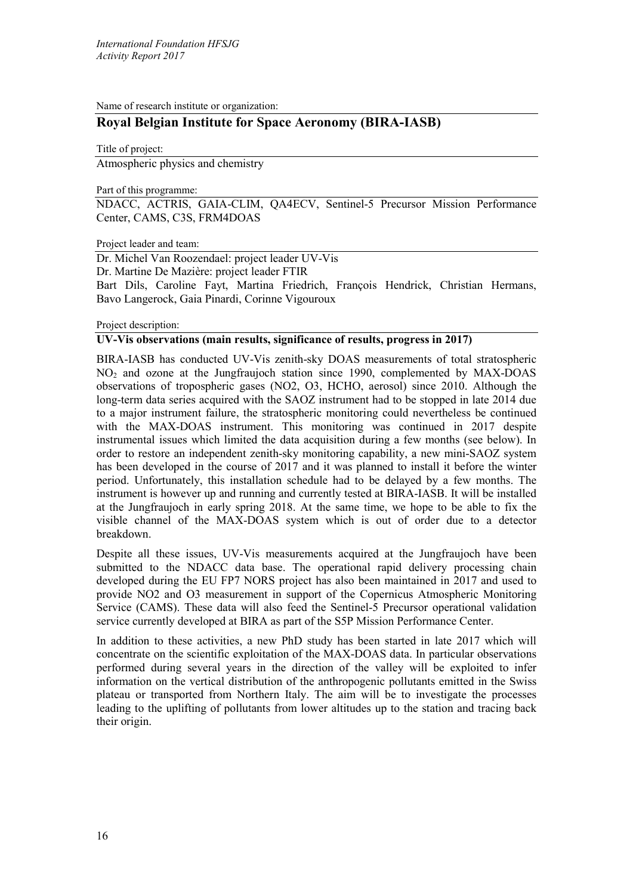Name of research institute or organization:

## Royal Belgian Institute for Space Aeronomy (BIRA-IASB)

Title of project:

Atmospheric physics and chemistry

Part of this programme:

NDACC, ACTRIS, GAIA-CLIM, QA4ECV, Sentinel-5 Precursor Mission Performance Center, CAMS, C3S, FRM4DOAS

Project leader and team:

Dr. Michel Van Roozendael: project leader UV-Vis
Dr. Martine De Mazière: project leader FTIR
Bart Dils, Caroline Fayt, Martina Friedrich, François Hendrick, Christian Hermans, Bavo Langerock, Gaia Pinardi, Corinne Vigouroux

Project description:

**UV-Vis observations (main results, significance of results, progress in 2017)**

BIRA-IASB has conducted UV-Vis zenith-sky DOAS measurements of total stratospheric $NO_2$ and ozone at the Jungfraujoch station since 1990, complemented by MAX-DOAS observations of tropospheric gases (NO2, O3, HCHO, aerosol) since 2010. Although the long-term data series acquired with the SAOZ instrument had to be stopped in late 2014 due to a major instrument failure, the stratospheric monitoring could nevertheless be continued with the MAX-DOAS instrument. This monitoring was continued in 2017 despite instrumental issues which limited the data acquisition during a few months (see below). In order to restore an independent zenith-sky monitoring capability, a new mini-SAOZ system has been developed in the course of 2017 and it was planned to install it before the winter period. Unfortunately, this installation schedule had to be delayed by a few months. The instrument is however up and running and currently tested at BIRA-IASB. It will be installed at the Jungfraujoch in early spring 2018. At the same time, we hope to be able to fix the visible channel of the MAX-DOAS system which is out of order due to a detector breakdown.

Despite all these issues, UV-Vis measurements acquired at the Jungfraujoch have been submitted to the NDACC data base. The operational rapid delivery processing chain developed during the EU FP7 NORS project has also been maintained in 2017 and used to provide NO2 and O3 measurement in support of the Copernicus Atmospheric Monitoring Service (CAMS). These data will also feed the Sentinel-5 Precursor operational validation service currently developed at BIRA as part of the S5P Mission Performance Center.

In addition to these activities, a new PhD study has been started in late 2017 which will concentrate on the scientific exploitation of the MAX-DOAS data. In particular observations performed during several years in the direction of the valley will be exploited to infer information on the vertical distribution of the anthropogenic pollutants emitted in the Swiss plateau or transported from Northern Italy. The aim will be to investigate the processes leading to the uplifting of pollutants from lower altitudes up to the station and tracing back their origin.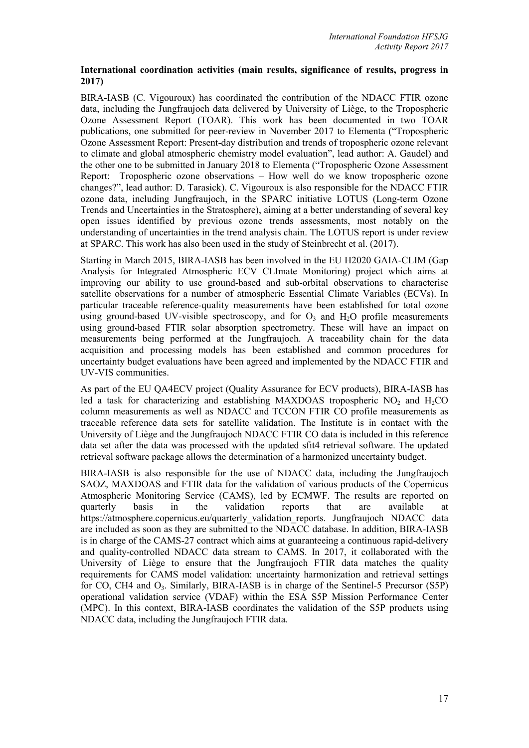**International coordination activities (main results, significance of results, progress in 2017)**

BIRA-IASB (C. Vigouroux) has coordinated the contribution of the NDACC FTIR ozone data, including the Jungfraujoch data delivered by University of Liège, to the Tropospheric Ozone Assessment Report (TOAR). This work has been documented in two TOAR publications, one submitted for peer-review in November 2017 to Elementa ("Tropospheric Ozone Assessment Report: Present-day distribution and trends of tropospheric ozone relevant to climate and global atmospheric chemistry model evaluation", lead author: A. Gaudel) and the other one to be submitted in January 2018 to Elementa ("Tropospheric Ozone Assessment Report: Tropospheric ozone observations – How well do we know tropospheric ozone changes?", lead author: D. Tarasick). C. Vigouroux is also responsible for the NDACC FTIR ozone data, including Jungfraujoch, in the SPARC initiative LOTUS (Long-term Ozone Trends and Uncertainties in the Stratosphere), aiming at a better understanding of several key open issues identified by previous ozone trends assessments, most notably on the understanding of uncertainties in the trend analysis chain. The LOTUS report is under review at SPARC. This work has also been used in the study of Steinbrecht et al. (2017).

Starting in March 2015, BIRA-IASB has been involved in the EU H2020 GAIA-CLIM (Gap Analysis for Integrated Atmospheric ECV CLImate Monitoring) project which aims at improving our ability to use ground-based and sub-orbital observations to characterise satellite observations for a number of atmospheric Essential Climate Variables (ECVs). In particular traceable reference-quality measurements have been established for total ozone using ground-based UV-visible spectroscopy, and for $O_3$ and $H_2O$ profile measurements using ground-based FTIR solar absorption spectrometry. These will have an impact on measurements being performed at the Jungfraujoch. A traceability chain for the data acquisition and processing models has been established and common procedures for uncertainty budget evaluations have been agreed and implemented by the NDACC FTIR and UV-VIS communities.

As part of the EU QA4ECV project (Quality Assurance for ECV products), BIRA-IASB has led a task for characterizing and establishing MAXDOAS tropospheric $NO_2$ and $H_2CO$ column measurements as well as NDACC and TCCON FTIR CO profile measurements as traceable reference data sets for satellite validation. The Institute is in contact with the University of Liège and the Jungfraujoch NDACC FTIR CO data is included in this reference data set after the data was processed with the updated sfit4 retrieval software. The updated retrieval software package allows the determination of a harmonized uncertainty budget.

BIRA-IASB is also responsible for the use of NDACC data, including the Jungfraujoch SAOZ, MAXDOAS and FTIR data for the validation of various products of the Copernicus Atmospheric Monitoring Service (CAMS), led by ECMWF. The results are reported on quarterly basis in the validation reports that are available at https://atmosphere.copernicus.eu/quarterly_validation_reports. Jungfraujoch NDACC data are included as soon as they are submitted to the NDACC database. In addition, BIRA-IASB is in charge of the CAMS-27 contract which aims at guaranteeing a continuous rapid-delivery and quality-controlled NDACC data stream to CAMS. In 2017, it collaborated with the University of Liège to ensure that the Jungfraujoch FTIR data matches the quality requirements for CAMS model validation: uncertainty harmonization and retrieval settings for CO, CH4 and $O_3$. Similarly, BIRA-IASB is in charge of the Sentinel-5 Precursor (S5P) operational validation service (VDAF) within the ESA S5P Mission Performance Center (MPC). In this context, BIRA-IASB coordinates the validation of the S5P products using NDACC data, including the Jungfraujoch FTIR data.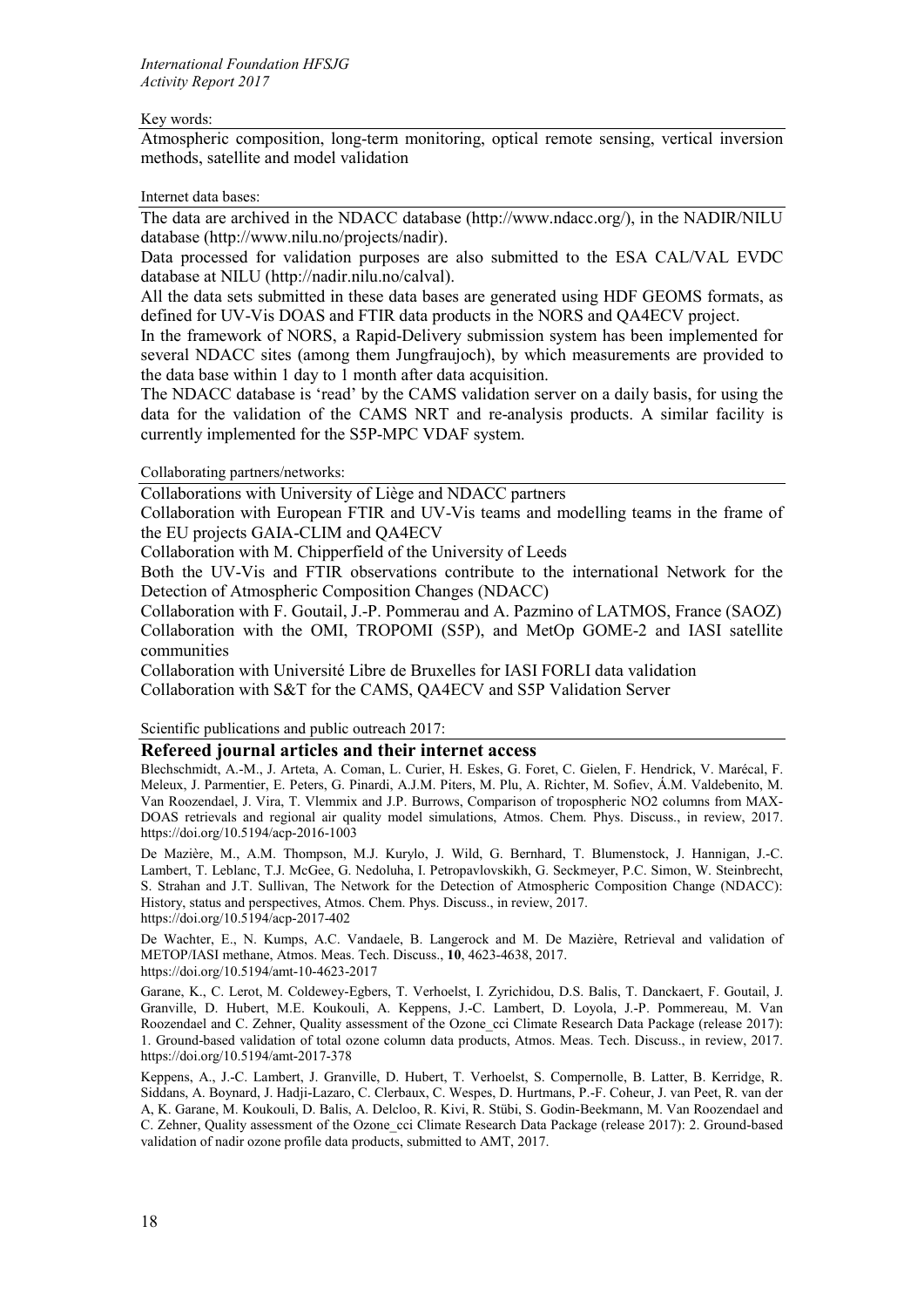Key words:

Atmospheric composition, long-term monitoring, optical remote sensing, vertical inversion methods, satellite and model validation

Internet data bases:

The data are archived in the NDACC database (http://www.ndacc.org/), in the NADIR/NILU database (http://www.nilu.no/projects/nadir).

Data processed for validation purposes are also submitted to the ESA CAL/VAL EVDC database at NILU (http://nadir.nilu.no/calval).

All the data sets submitted in these data bases are generated using HDF GEOMS formats, as defined for UV-Vis DOAS and FTIR data products in the NORS and QA4ECV project.

In the framework of NORS, a Rapid-Delivery submission system has been implemented for several NDACC sites (among them Jungfraujoch), by which measurements are provided to the data base within 1 day to 1 month after data acquisition.

The NDACC database is 'read' by the CAMS validation server on a daily basis, for using the data for the validation of the CAMS NRT and re-analysis products. A similar facility is currently implemented for the S5P-MPC VDAF system.

Collaborating partners/networks:

Collaborations with University of Liège and NDACC partners

Collaboration with European FTIR and UV-Vis teams and modelling teams in the frame of the EU projects GAIA-CLIM and QA4ECV

Collaboration with M. Chipperfield of the University of Leeds

Both the UV-Vis and FTIR observations contribute to the international Network for the Detection of Atmospheric Composition Changes (NDACC)

Collaboration with F. Goutail, J.-P. Pommereau and A. Pazmino of LATMOS, France (SAOZ)

Collaboration with the OMI, TROPOMI (S5P), and MetOp GOME-2 and IASI satellite communities

Collaboration with Université Libre de Bruxelles for IASI FORLI data validation

Collaboration with S&T for the CAMS, QA4ECV and S5P Validation Server

Scientific publications and public outreach 2017:

## Refereed journal articles and their internet access

Blechschmidt, A.-M., J. Arteta, A. Coman, L. Curier, H. Eskes, G. Foret, C. Gielen, F. Hendrick, V. Marécal, F. Meleux, J. Parmentier, E. Peters, G. Pinardi, A.J.M. Piters, M. Plu, A. Richter, M. Sofiev, Á.M. Valdebenito, M. Van Roozendael, J. Vira, T. Vlemmix and J.P. Burrows, Comparison of tropospheric NO2 columns from MAX-DOAS retrievals and regional air quality model simulations, Atmos. Chem. Phys. Discuss., in review, 2017. https://doi.org/10.5194/acp-2016-1003

De Mazière, M., A.M. Thompson, M.J. Kurylo, J. Wild, G. Bernhard, T. Blumenstock, J. Hannigan, J.-C. Lambert, T. Leblanc, T.J. McGee, G. Nedoluha, I. Petropavlovskikh, G. Seckmeyer, P.C. Simon, W. Steinbrecht, S. Strahan and J.T. Sullivan, The Network for the Detection of Atmospheric Composition Change (NDACC): History, status and perspectives, Atmos. Chem. Phys. Discuss., in review, 2017.
https://doi.org/10.5194/acp-2017-402

De Wachter, E., N. Kumps, A.C. Vandaele, B. Langerock and M. De Mazière, Retrieval and validation of METOP/IASI methane, Atmos. Meas. Tech. Discuss., **10**, 4623-4638, 2017.
https://doi.org/10.5194/amt-10-4623-2017

Garane, K., C. Lerot, M. Coldewey-Egbers, T. Verhoelst, I. Zyrichidou, D.S. Balis, T. Danckaert, F. Goutail, J. Granville, D. Hubert, M.E. Koukouli, A. Keppens, J.-C. Lambert, D. Loyola, J.-P. Pommereau, M. Van Roozendael and C. Zehner, Quality assessment of the Ozone_cci Climate Research Data Package (release 2017): 1. Ground-based validation of total ozone column data products, Atmos. Meas. Tech. Discuss., in review, 2017. https://doi.org/10.5194/amt-2017-378

Keppens, A., J.-C. Lambert, J. Granville, D. Hubert, T. Verhoelst, S. Compernolle, B. Latter, B. Kerridge, R. Siddans, A. Boynard, J. Hadji-Lazaro, C. Clerbaux, C. Wespes, D. Hurtmans, P.-F. Coheur, J. van Peet, R. van der A, K. Garane, M. Koukouli, D. Balis, A. Delcloo, R. Kivi, R. Stübi, S. Godin-Beekmann, M. Van Roozendael and C. Zehner, Quality assessment of the Ozone_cci Climate Research Data Package (release 2017): 2. Ground-based validation of nadir ozone profile data products, submitted to AMT, 2017.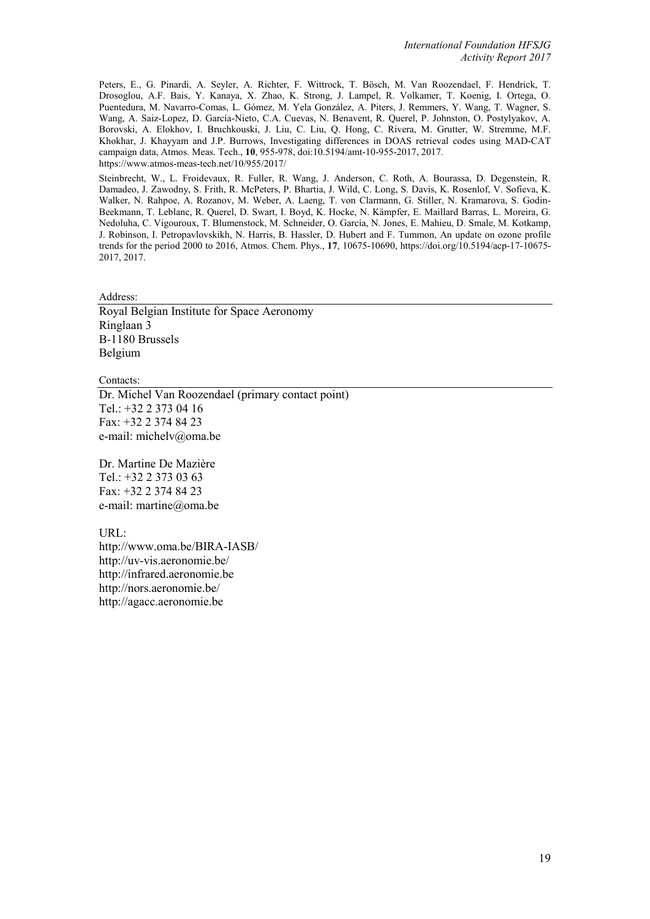Peters, E., G. Pinardi, A. Seyler, A. Richter, F. Wittrock, T. Bösch, M. Van Roozendael, F. Hendrick, T. Drosoglou, A.F. Bais, Y. Kanaya, X. Zhao, K. Strong, J. Lampel, R. Volkamer, T. Koenig, I. Ortega, O. Puentedura, M. Navarro-Comas, L. Gómez, M. Yela González, A. Piters, J. Remmers, Y. Wang, T. Wagner, S. Wang, A. Saiz-Lopez, D. García-Nieto, C.A. Cuevas, N. Benavent, R. Querel, P. Johnston, O. Postylyakov, A. Borovski, A. Elokhov, I. Bruchkouski, J. Liu, C. Liu, Q. Hong, C. Rivera, M. Grutter, W. Stremme, M.F. Khokhar, J. Khayyam and J.P. Burrows, Investigating differences in DOAS retrieval codes using MAD-CAT campaign data, Atmos. Meas. Tech., **10**, 955-978, doi:10.5194/amt-10-955-2017, 2017. https://www.atmos-meas-tech.net/10/955/2017/

Steinbrecht, W., L. Froidevaux, R. Fuller, R. Wang, J. Anderson, C. Roth, A. Bourassa, D. Degenstein, R. Damadeo, J. Zawodny, S. Frith, R. McPeters, P. Bhartia, J. Wild, C. Long, S. Davis, K. Rosenlof, V. Sofieva, K. Walker, N. Rahpoe, A. Rozanov, M. Weber, A. Laeng, T. von Clarmann, G. Stiller, N. Kramarova, S. Godin-Beekmann, T. Leblanc, R. Querel, D. Swart, I. Boyd, K. Hocke, N. Kämpfer, E. Maillard Barras, L. Moreira, G. Nedoluha, C. Vigouroux, T. Blumenstock, M. Schneider, O. García, N. Jones, E. Mahieu, D. Smale, M. Kotkamp, J. Robinson, I. Petropavlovskikh, N. Harris, B. Hassler, D. Hubert and F. Tummon, An update on ozone profile trends for the period 2000 to 2016, Atmos. Chem. Phys., **17**, 10675-10690, https://doi.org/10.5194/acp-17-10675-2017, 2017.

Address:

Royal Belgian Institute for Space Aeronomy
Ringlaan 3
B-1180 Brussels
Belgium

Contacts:

Dr. Michel Van Roozendael (primary contact point)
Tel.: +32 2 373 04 16
Fax: +32 2 374 84 23
e-mail: michelv@oma.be

Dr. Martine De Mazière
Tel.: +32 2 373 03 63
Fax: +32 2 374 84 23
e-mail: martine@oma.be

URL:
http://www.oma.be/BIRA-IASB/
http://uv-vis.aeronomie.be/
http://infrared.aeronomie.be
http://nors.aeronomie.be/
http://agacc.aeronomie.be